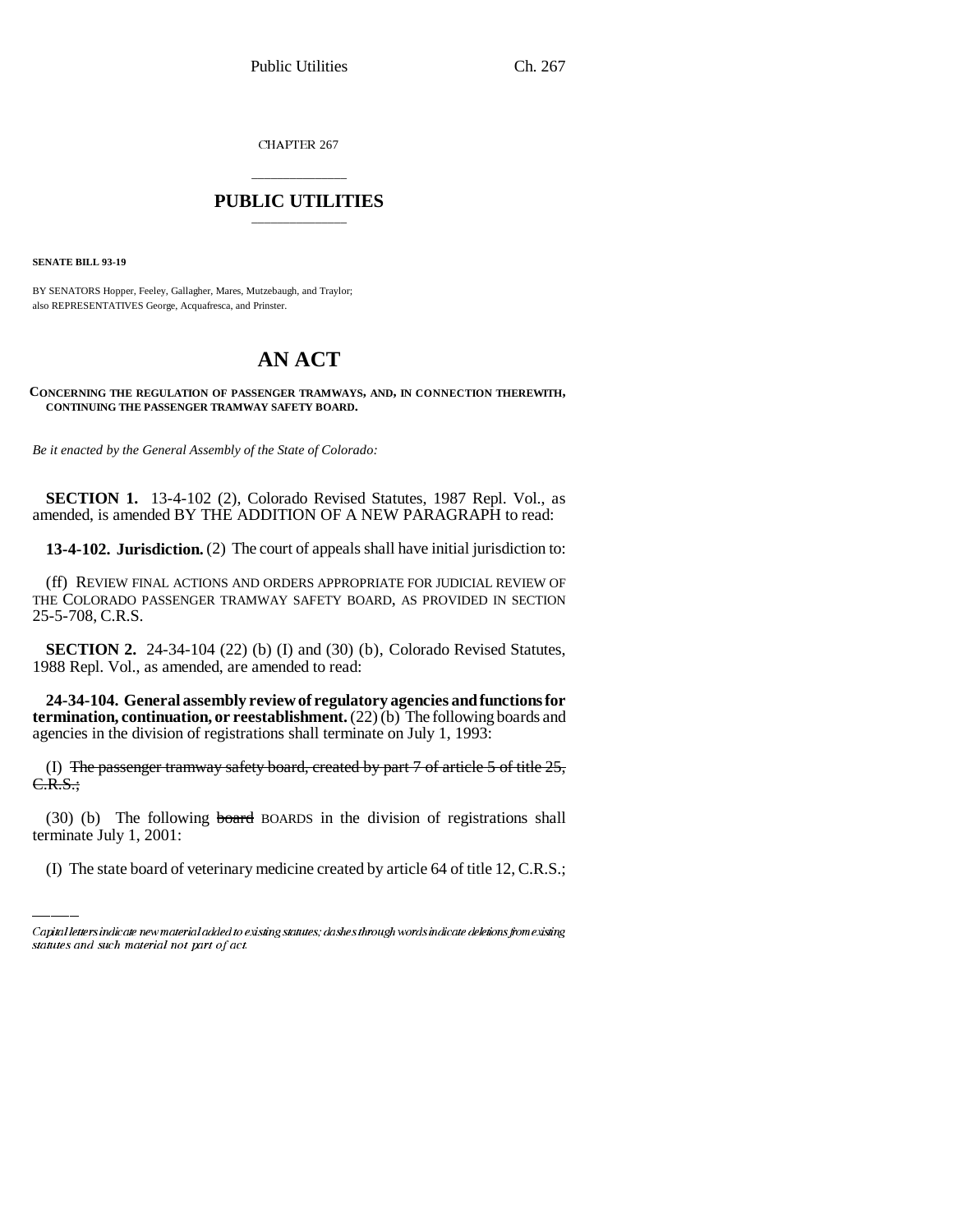CHAPTER 267

# PUBLIC UTILITIES

**SENATE BILL 93-19**

BY SENATORS Hopper, Feeley, Gallagher, Mares, Mutzebaugh, and Traylor;
also REPRESENTATIVES George, Acquafresca, and Prinster.

# AN ACT

**CONCERNING THE REGULATION OF PASSENGER TRAMWAYS, AND, IN CONNECTION THEREWITH, CONTINUING THE PASSENGER TRAMWAY SAFETY BOARD.**

*Be it enacted by the General Assembly of the State of Colorado:*

**SECTION 1.** 13-4-102 (2), Colorado Revised Statutes, 1987 Repl. Vol., as amended, is amended BY THE ADDITION OF A NEW PARAGRAPH to read:

**13-4-102. Jurisdiction.** (2) The court of appeals shall have initial jurisdiction to:

(ff) REVIEW FINAL ACTIONS AND ORDERS APPROPRIATE FOR JUDICIAL REVIEW OF THE COLORADO PASSENGER TRAMWAY SAFETY BOARD, AS PROVIDED IN SECTION 25-5-708, C.R.S.

**SECTION 2.** 24-34-104 (22) (b) (I) and (30) (b), Colorado Revised Statutes, 1988 Repl. Vol., as amended, are amended to read:

**24-34-104. General assembly review of regulatory agencies and functions for termination, continuation, or reestablishment.** (22) (b) The following boards and agencies in the division of registrations shall terminate on July 1, 1993:

(I) ~~The passenger tramway safety board, created by part 7 of article 5 of title 25, C.R.S.;~~

(30) (b) The following ~~board~~ BOARDS in the division of registrations shall terminate July 1, 2001:

(I) The state board of veterinary medicine created by article 64 of title 12, C.R.S.;

Capital letters indicate new material added to existing statutes; dashes through words indicate deletions from existing statutes and such material not part of act.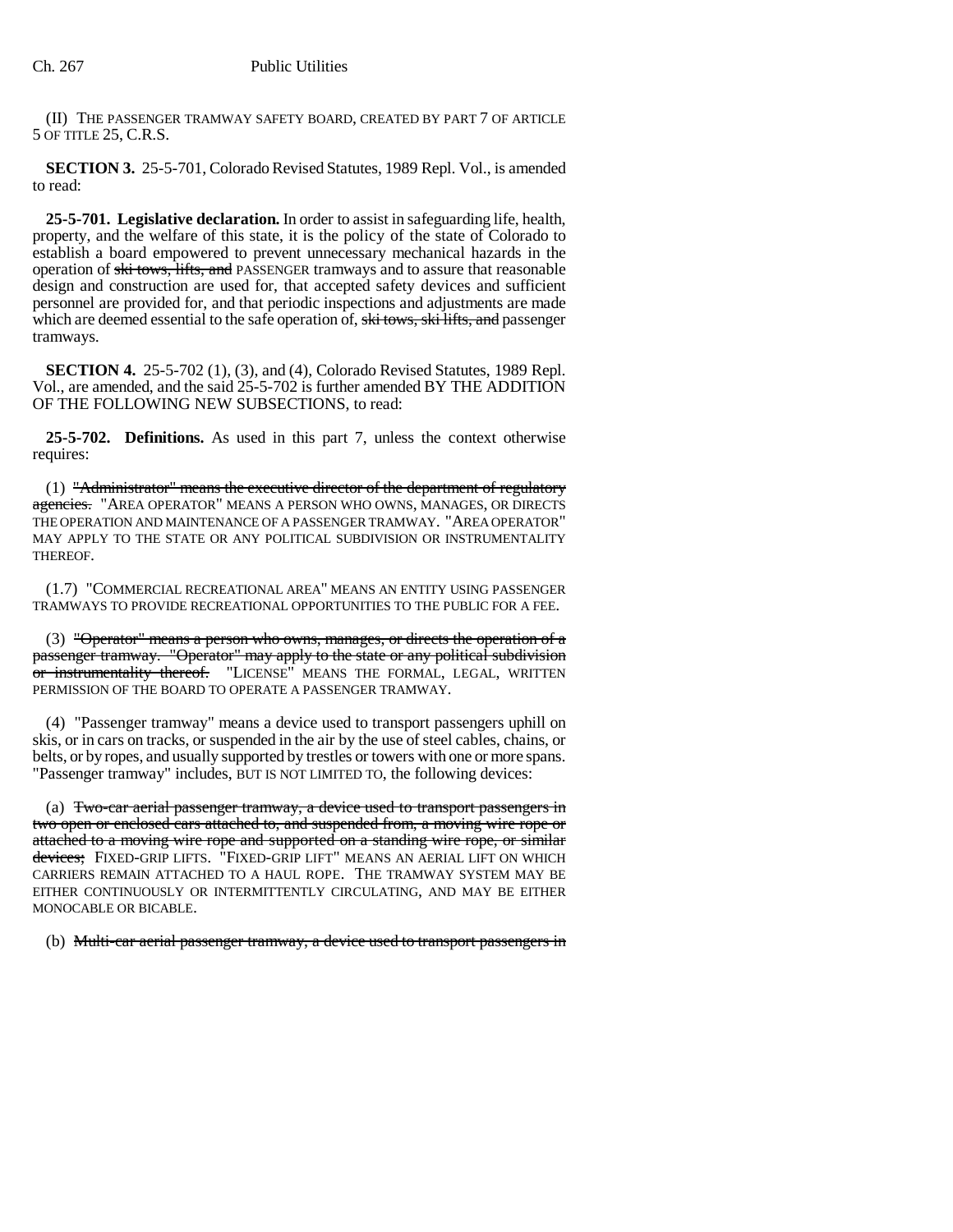(II) THE PASSENGER TRAMWAY SAFETY BOARD, CREATED BY PART 7 OF ARTICLE 5 OF TITLE 25, C.R.S.

**SECTION 3.** 25-5-701, Colorado Revised Statutes, 1989 Repl. Vol., is amended to read:

**25-5-701. Legislative declaration.** In order to assist in safeguarding life, health, property, and the welfare of this state, it is the policy of the state of Colorado to establish a board empowered to prevent unnecessary mechanical hazards in the operation of ~~ski tows, lifts, and~~ PASSENGER tramways and to assure that reasonable design and construction are used for, that accepted safety devices and sufficient personnel are provided for, and that periodic inspections and adjustments are made which are deemed essential to the safe operation of, ~~ski tows, ski lifts, and~~ passenger tramways.

**SECTION 4.** 25-5-702 (1), (3), and (4), Colorado Revised Statutes, 1989 Repl. Vol., are amended, and the said 25-5-702 is further amended BY THE ADDITION OF THE FOLLOWING NEW SUBSECTIONS, to read:

**25-5-702. Definitions.** As used in this part 7, unless the context otherwise requires:

(1) ~~"Administrator" means the executive director of the department of regulatory agencies.~~ "AREA OPERATOR" MEANS A PERSON WHO OWNS, MANAGES, OR DIRECTS THE OPERATION AND MAINTENANCE OF A PASSENGER TRAMWAY. "AREA OPERATOR" MAY APPLY TO THE STATE OR ANY POLITICAL SUBDIVISION OR INSTRUMENTALITY THEREOF.

(1.7) "COMMERCIAL RECREATIONAL AREA" MEANS AN ENTITY USING PASSENGER TRAMWAYS TO PROVIDE RECREATIONAL OPPORTUNITIES TO THE PUBLIC FOR A FEE.

(3) ~~"Operator" means a person who owns, manages, or directs the operation of a passenger tramway. "Operator" may apply to the state or any political subdivision or instrumentality thereof.~~ "LICENSE" MEANS THE FORMAL, LEGAL, WRITTEN PERMISSION OF THE BOARD TO OPERATE A PASSENGER TRAMWAY.

(4) "Passenger tramway" means a device used to transport passengers uphill on skis, or in cars on tracks, or suspended in the air by the use of steel cables, chains, or belts, or by ropes, and usually supported by trestles or towers with one or more spans. "Passenger tramway" includes, BUT IS NOT LIMITED TO, the following devices:

(a) ~~Two-car aerial passenger tramway, a device used to transport passengers in two open or enclosed cars attached to, and suspended from, a moving wire rope or attached to a moving wire rope and supported on a standing wire rope, or similar devices;~~ FIXED-GRIP LIFTS. "FIXED-GRIP LIFT" MEANS AN AERIAL LIFT ON WHICH CARRIERS REMAIN ATTACHED TO A HAUL ROPE. THE TRAMWAY SYSTEM MAY BE EITHER CONTINUOUSLY OR INTERMITTENTLY CIRCULATING, AND MAY BE EITHER MONOCABLE OR BICABLE.

(b) ~~Multi-car aerial passenger tramway, a device used to transport passengers in~~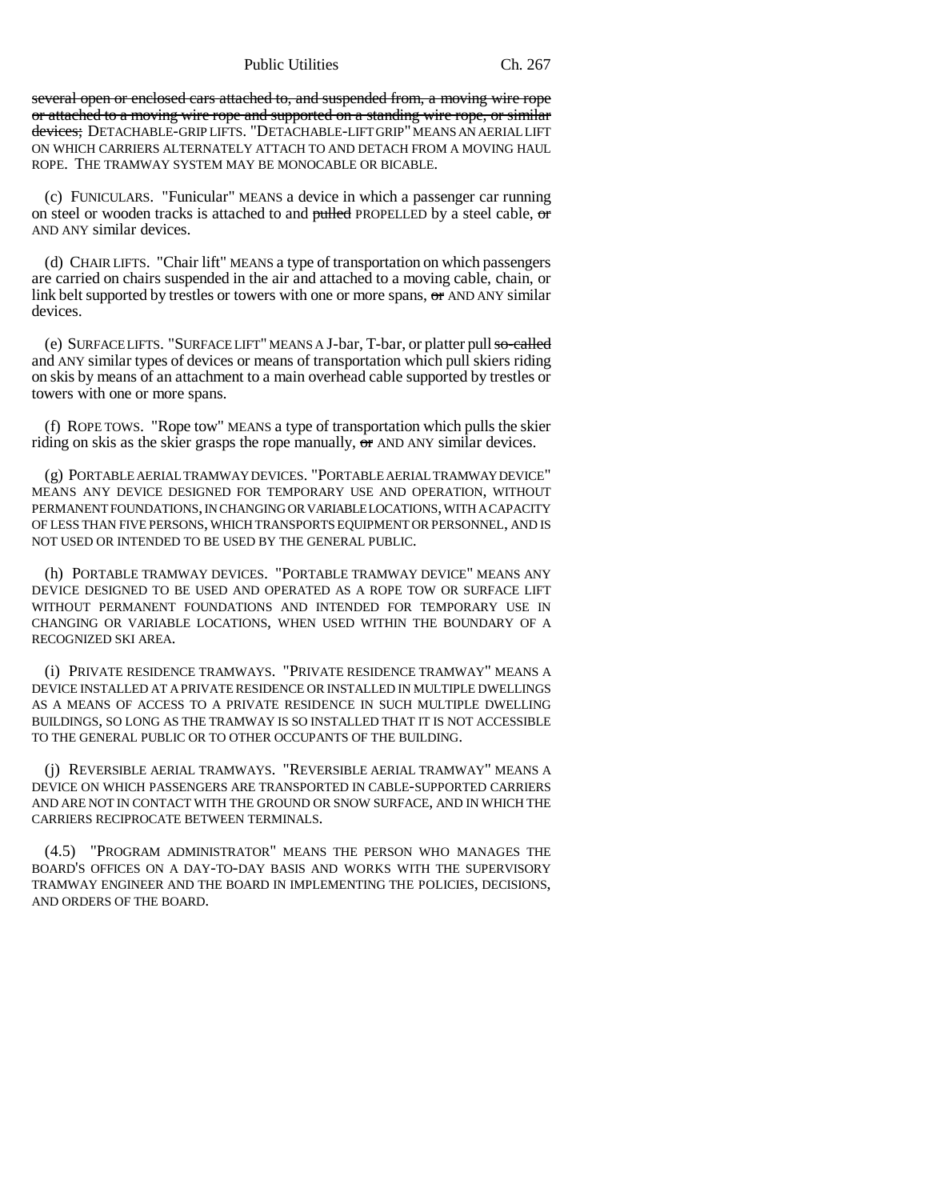several open or enclosed cars attached to, and suspended from, a moving wire rope or attached to a moving wire rope and supported on a standing wire rope, or similar devices; DETACHABLE-GRIP LIFTS. "DETACHABLE-LIFT GRIP" MEANS AN AERIAL LIFT ON WHICH CARRIERS ALTERNATELY ATTACH TO AND DETACH FROM A MOVING HAUL ROPE. THE TRAMWAY SYSTEM MAY BE MONOCABLE OR BICABLE.

(c) FUNICULARS. "Funicular" MEANS a device in which a passenger car running on steel or wooden tracks is attached to and pulled PROPELLED by a steel cable, or AND ANY similar devices.

(d) CHAIR LIFTS. "Chair lift" MEANS a type of transportation on which passengers are carried on chairs suspended in the air and attached to a moving cable, chain, or link belt supported by trestles or towers with one or more spans, or AND ANY similar devices.

(e) SURFACE LIFTS. "SURFACE LIFT" MEANS A J-bar, T-bar, or platter pull so-called and ANY similar types of devices or means of transportation which pull skiers riding on skis by means of an attachment to a main overhead cable supported by trestles or towers with one or more spans.

(f) ROPE TOWS. "Rope tow" MEANS a type of transportation which pulls the skier riding on skis as the skier grasps the rope manually, or AND ANY similar devices.

(g) PORTABLE AERIAL TRAMWAY DEVICES. "PORTABLE AERIAL TRAMWAY DEVICE" MEANS ANY DEVICE DESIGNED FOR TEMPORARY USE AND OPERATION, WITHOUT PERMANENT FOUNDATIONS, IN CHANGING OR VARIABLE LOCATIONS, WITH A CAPACITY OF LESS THAN FIVE PERSONS, WHICH TRANSPORTS EQUIPMENT OR PERSONNEL, AND IS NOT USED OR INTENDED TO BE USED BY THE GENERAL PUBLIC.

(h) PORTABLE TRAMWAY DEVICES. "PORTABLE TRAMWAY DEVICE" MEANS ANY DEVICE DESIGNED TO BE USED AND OPERATED AS A ROPE TOW OR SURFACE LIFT WITHOUT PERMANENT FOUNDATIONS AND INTENDED FOR TEMPORARY USE IN CHANGING OR VARIABLE LOCATIONS, WHEN USED WITHIN THE BOUNDARY OF A RECOGNIZED SKI AREA.

(i) PRIVATE RESIDENCE TRAMWAYS. "PRIVATE RESIDENCE TRAMWAY" MEANS A DEVICE INSTALLED AT A PRIVATE RESIDENCE OR INSTALLED IN MULTIPLE DWELLINGS AS A MEANS OF ACCESS TO A PRIVATE RESIDENCE IN SUCH MULTIPLE DWELLING BUILDINGS, SO LONG AS THE TRAMWAY IS SO INSTALLED THAT IT IS NOT ACCESSIBLE TO THE GENERAL PUBLIC OR TO OTHER OCCUPANTS OF THE BUILDING.

(j) REVERSIBLE AERIAL TRAMWAYS. "REVERSIBLE AERIAL TRAMWAY" MEANS A DEVICE ON WHICH PASSENGERS ARE TRANSPORTED IN CABLE-SUPPORTED CARRIERS AND ARE NOT IN CONTACT WITH THE GROUND OR SNOW SURFACE, AND IN WHICH THE CARRIERS RECIPROCATE BETWEEN TERMINALS.

(4.5) "PROGRAM ADMINISTRATOR" MEANS THE PERSON WHO MANAGES THE BOARD'S OFFICES ON A DAY-TO-DAY BASIS AND WORKS WITH THE SUPERVISORY TRAMWAY ENGINEER AND THE BOARD IN IMPLEMENTING THE POLICIES, DECISIONS, AND ORDERS OF THE BOARD.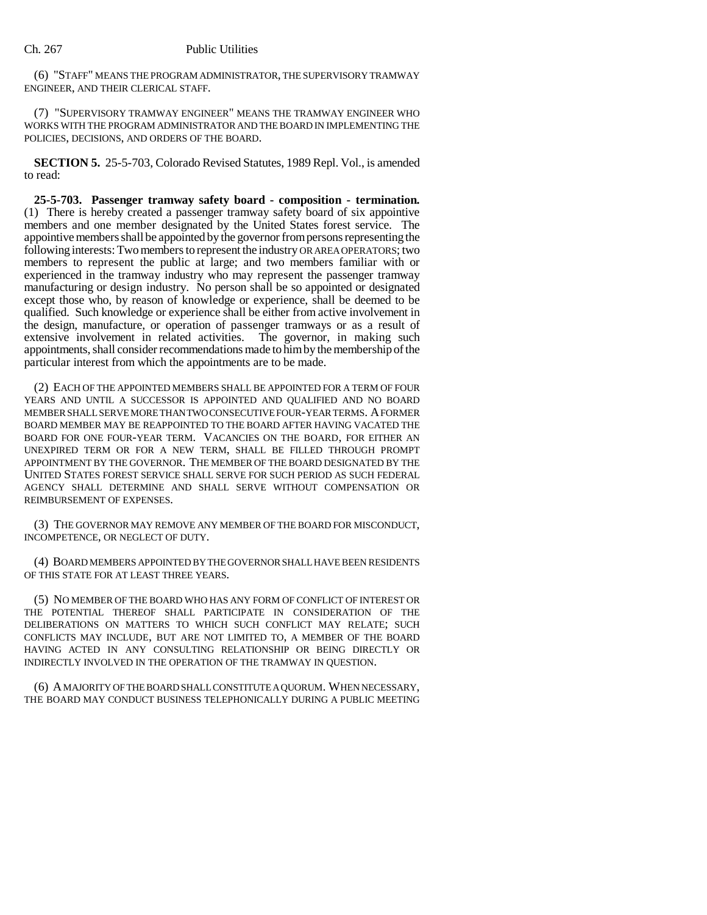(6) "STAFF" MEANS THE PROGRAM ADMINISTRATOR, THE SUPERVISORY TRAMWAY ENGINEER, AND THEIR CLERICAL STAFF.

(7) "SUPERVISORY TRAMWAY ENGINEER" MEANS THE TRAMWAY ENGINEER WHO WORKS WITH THE PROGRAM ADMINISTRATOR AND THE BOARD IN IMPLEMENTING THE POLICIES, DECISIONS, AND ORDERS OF THE BOARD.

**SECTION 5.** 25-5-703, Colorado Revised Statutes, 1989 Repl. Vol., is amended to read:

**25-5-703. Passenger tramway safety board - composition - termination.** (1) There is hereby created a passenger tramway safety board of six appointive members and one member designated by the United States forest service. The appointive members shall be appointed by the governor from persons representing the following interests: Two members to represent the industry OR AREA OPERATORS; two members to represent the public at large; and two members familiar with or experienced in the tramway industry who may represent the passenger tramway manufacturing or design industry. No person shall be so appointed or designated except those who, by reason of knowledge or experience, shall be deemed to be qualified. Such knowledge or experience shall be either from active involvement in the design, manufacture, or operation of passenger tramways or as a result of extensive involvement in related activities. The governor, in making such appointments, shall consider recommendations made to him by the membership of the particular interest from which the appointments are to be made.

(2) EACH OF THE APPOINTED MEMBERS SHALL BE APPOINTED FOR A TERM OF FOUR YEARS AND UNTIL A SUCCESSOR IS APPOINTED AND QUALIFIED AND NO BOARD MEMBER SHALL SERVE MORE THAN TWO CONSECUTIVE FOUR-YEAR TERMS. A FORMER BOARD MEMBER MAY BE REAPPOINTED TO THE BOARD AFTER HAVING VACATED THE BOARD FOR ONE FOUR-YEAR TERM. VACANCIES ON THE BOARD, FOR EITHER AN UNEXPIRED TERM OR FOR A NEW TERM, SHALL BE FILLED THROUGH PROMPT APPOINTMENT BY THE GOVERNOR. THE MEMBER OF THE BOARD DESIGNATED BY THE UNITED STATES FOREST SERVICE SHALL SERVE FOR SUCH PERIOD AS SUCH FEDERAL AGENCY SHALL DETERMINE AND SHALL SERVE WITHOUT COMPENSATION OR REIMBURSEMENT OF EXPENSES.

(3) THE GOVERNOR MAY REMOVE ANY MEMBER OF THE BOARD FOR MISCONDUCT, INCOMPETENCE, OR NEGLECT OF DUTY.

(4) BOARD MEMBERS APPOINTED BY THE GOVERNOR SHALL HAVE BEEN RESIDENTS OF THIS STATE FOR AT LEAST THREE YEARS.

(5) NO MEMBER OF THE BOARD WHO HAS ANY FORM OF CONFLICT OF INTEREST OR THE POTENTIAL THEREOF SHALL PARTICIPATE IN CONSIDERATION OF THE DELIBERATIONS ON MATTERS TO WHICH SUCH CONFLICT MAY RELATE; SUCH CONFLICTS MAY INCLUDE, BUT ARE NOT LIMITED TO, A MEMBER OF THE BOARD HAVING ACTED IN ANY CONSULTING RELATIONSHIP OR BEING DIRECTLY OR INDIRECTLY INVOLVED IN THE OPERATION OF THE TRAMWAY IN QUESTION.

(6) A MAJORITY OF THE BOARD SHALL CONSTITUTE A QUORUM. WHEN NECESSARY, THE BOARD MAY CONDUCT BUSINESS TELEPHONICALLY DURING A PUBLIC MEETING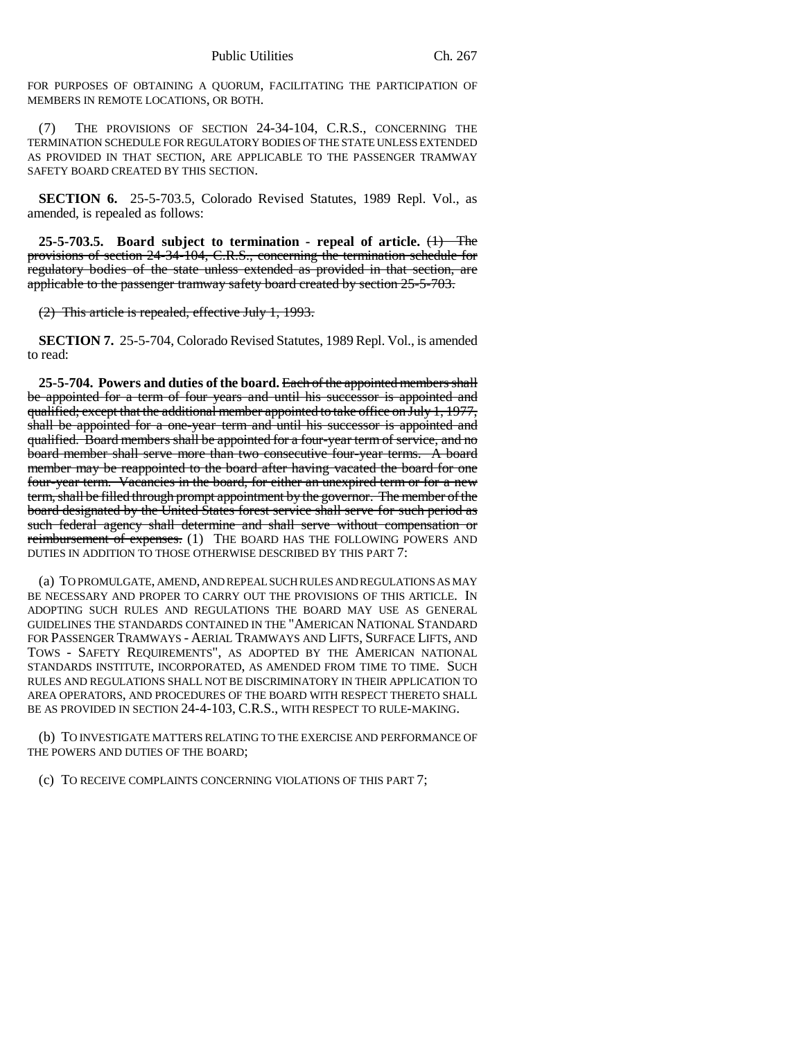FOR PURPOSES OF OBTAINING A QUORUM, FACILITATING THE PARTICIPATION OF MEMBERS IN REMOTE LOCATIONS, OR BOTH.

(7) THE PROVISIONS OF SECTION 24-34-104, C.R.S., CONCERNING THE TERMINATION SCHEDULE FOR REGULATORY BODIES OF THE STATE UNLESS EXTENDED AS PROVIDED IN THAT SECTION, ARE APPLICABLE TO THE PASSENGER TRAMWAY SAFETY BOARD CREATED BY THIS SECTION.

**SECTION 6.** 25-5-703.5, Colorado Revised Statutes, 1989 Repl. Vol., as amended, is repealed as follows:

**25-5-703.5. Board subject to termination - repeal of article.** ~~(1) The provisions of section 24-34-104, C.R.S., concerning the termination schedule for regulatory bodies of the state unless extended as provided in that section, are applicable to the passenger tramway safety board created by section 25-5-703.~~

~~(2) This article is repealed, effective July 1, 1993.~~

**SECTION 7.** 25-5-704, Colorado Revised Statutes, 1989 Repl. Vol., is amended to read:

**25-5-704. Powers and duties of the board.** ~~Each of the appointed members shall be appointed for a term of four years and until his successor is appointed and qualified; except that the additional member appointed to take office on July 1, 1977, shall be appointed for a one-year term and until his successor is appointed and qualified. Board members shall be appointed for a four-year term of service, and no board member shall serve more than two consecutive four-year terms. A board member may be reappointed to the board after having vacated the board for one four-year term. Vacancies in the board, for either an unexpired term or for a new term, shall be filled through prompt appointment by the governor. The member of the board designated by the United States forest service shall serve for such period as such federal agency shall determine and shall serve without compensation or reimbursement of expenses.~~ (1) THE BOARD HAS THE FOLLOWING POWERS AND DUTIES IN ADDITION TO THOSE OTHERWISE DESCRIBED BY THIS PART 7:

(a) TO PROMULGATE, AMEND, AND REPEAL SUCH RULES AND REGULATIONS AS MAY BE NECESSARY AND PROPER TO CARRY OUT THE PROVISIONS OF THIS ARTICLE. IN ADOPTING SUCH RULES AND REGULATIONS THE BOARD MAY USE AS GENERAL GUIDELINES THE STANDARDS CONTAINED IN THE "AMERICAN NATIONAL STANDARD FOR PASSENGER TRAMWAYS - AERIAL TRAMWAYS AND LIFTS, SURFACE LIFTS, AND TOWS - SAFETY REQUIREMENTS", AS ADOPTED BY THE AMERICAN NATIONAL STANDARDS INSTITUTE, INCORPORATED, AS AMENDED FROM TIME TO TIME. SUCH RULES AND REGULATIONS SHALL NOT BE DISCRIMINATORY IN THEIR APPLICATION TO AREA OPERATORS, AND PROCEDURES OF THE BOARD WITH RESPECT THERETO SHALL BE AS PROVIDED IN SECTION 24-4-103, C.R.S., WITH RESPECT TO RULE-MAKING.

(b) TO INVESTIGATE MATTERS RELATING TO THE EXERCISE AND PERFORMANCE OF THE POWERS AND DUTIES OF THE BOARD;

(c) TO RECEIVE COMPLAINTS CONCERNING VIOLATIONS OF THIS PART 7;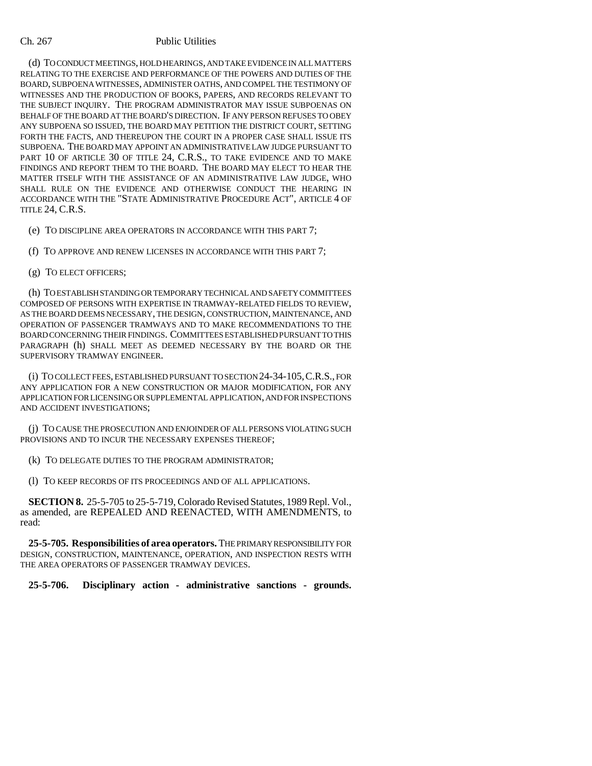(d) TO CONDUCT MEETINGS, HOLD HEARINGS, AND TAKE EVIDENCE IN ALL MATTERS RELATING TO THE EXERCISE AND PERFORMANCE OF THE POWERS AND DUTIES OF THE BOARD, SUBPOENA WITNESSES, ADMINISTER OATHS, AND COMPEL THE TESTIMONY OF WITNESSES AND THE PRODUCTION OF BOOKS, PAPERS, AND RECORDS RELEVANT TO THE SUBJECT INQUIRY. THE PROGRAM ADMINISTRATOR MAY ISSUE SUBPOENAS ON BEHALF OF THE BOARD AT THE BOARD'S DIRECTION. IF ANY PERSON REFUSES TO OBEY ANY SUBPOENA SO ISSUED, THE BOARD MAY PETITION THE DISTRICT COURT, SETTING FORTH THE FACTS, AND THEREUPON THE COURT IN A PROPER CASE SHALL ISSUE ITS SUBPOENA. THE BOARD MAY APPOINT AN ADMINISTRATIVE LAW JUDGE PURSUANT TO PART 10 OF ARTICLE 30 OF TITLE 24, C.R.S., TO TAKE EVIDENCE AND TO MAKE FINDINGS AND REPORT THEM TO THE BOARD. THE BOARD MAY ELECT TO HEAR THE MATTER ITSELF WITH THE ASSISTANCE OF AN ADMINISTRATIVE LAW JUDGE, WHO SHALL RULE ON THE EVIDENCE AND OTHERWISE CONDUCT THE HEARING IN ACCORDANCE WITH THE "STATE ADMINISTRATIVE PROCEDURE ACT", ARTICLE 4 OF TITLE 24, C.R.S.

(e) TO DISCIPLINE AREA OPERATORS IN ACCORDANCE WITH THIS PART 7;

(f) TO APPROVE AND RENEW LICENSES IN ACCORDANCE WITH THIS PART 7;

(g) TO ELECT OFFICERS;

(h) TO ESTABLISH STANDING OR TEMPORARY TECHNICAL AND SAFETY COMMITTEES COMPOSED OF PERSONS WITH EXPERTISE IN TRAMWAY-RELATED FIELDS TO REVIEW, AS THE BOARD DEEMS NECESSARY, THE DESIGN, CONSTRUCTION, MAINTENANCE, AND OPERATION OF PASSENGER TRAMWAYS AND TO MAKE RECOMMENDATIONS TO THE BOARD CONCERNING THEIR FINDINGS. COMMITTEES ESTABLISHED PURSUANT TO THIS PARAGRAPH (h) SHALL MEET AS DEEMED NECESSARY BY THE BOARD OR THE SUPERVISORY TRAMWAY ENGINEER.

(i) TO COLLECT FEES, ESTABLISHED PURSUANT TO SECTION 24-34-105, C.R.S., FOR ANY APPLICATION FOR A NEW CONSTRUCTION OR MAJOR MODIFICATION, FOR ANY APPLICATION FOR LICENSING OR SUPPLEMENTAL APPLICATION, AND FOR INSPECTIONS AND ACCIDENT INVESTIGATIONS;

(j) TO CAUSE THE PROSECUTION AND ENJOINDER OF ALL PERSONS VIOLATING SUCH PROVISIONS AND TO INCUR THE NECESSARY EXPENSES THEREOF;

(k) TO DELEGATE DUTIES TO THE PROGRAM ADMINISTRATOR;

(l) TO KEEP RECORDS OF ITS PROCEEDINGS AND OF ALL APPLICATIONS.

**SECTION 8.** 25-5-705 to 25-5-719, Colorado Revised Statutes, 1989 Repl. Vol., as amended, are REPEALED AND REENACTED, WITH AMENDMENTS, to read:

**25-5-705. Responsibilities of area operators.** THE PRIMARY RESPONSIBILITY FOR DESIGN, CONSTRUCTION, MAINTENANCE, OPERATION, AND INSPECTION RESTS WITH THE AREA OPERATORS OF PASSENGER TRAMWAY DEVICES.

**25-5-706. Disciplinary action - administrative sanctions - grounds.**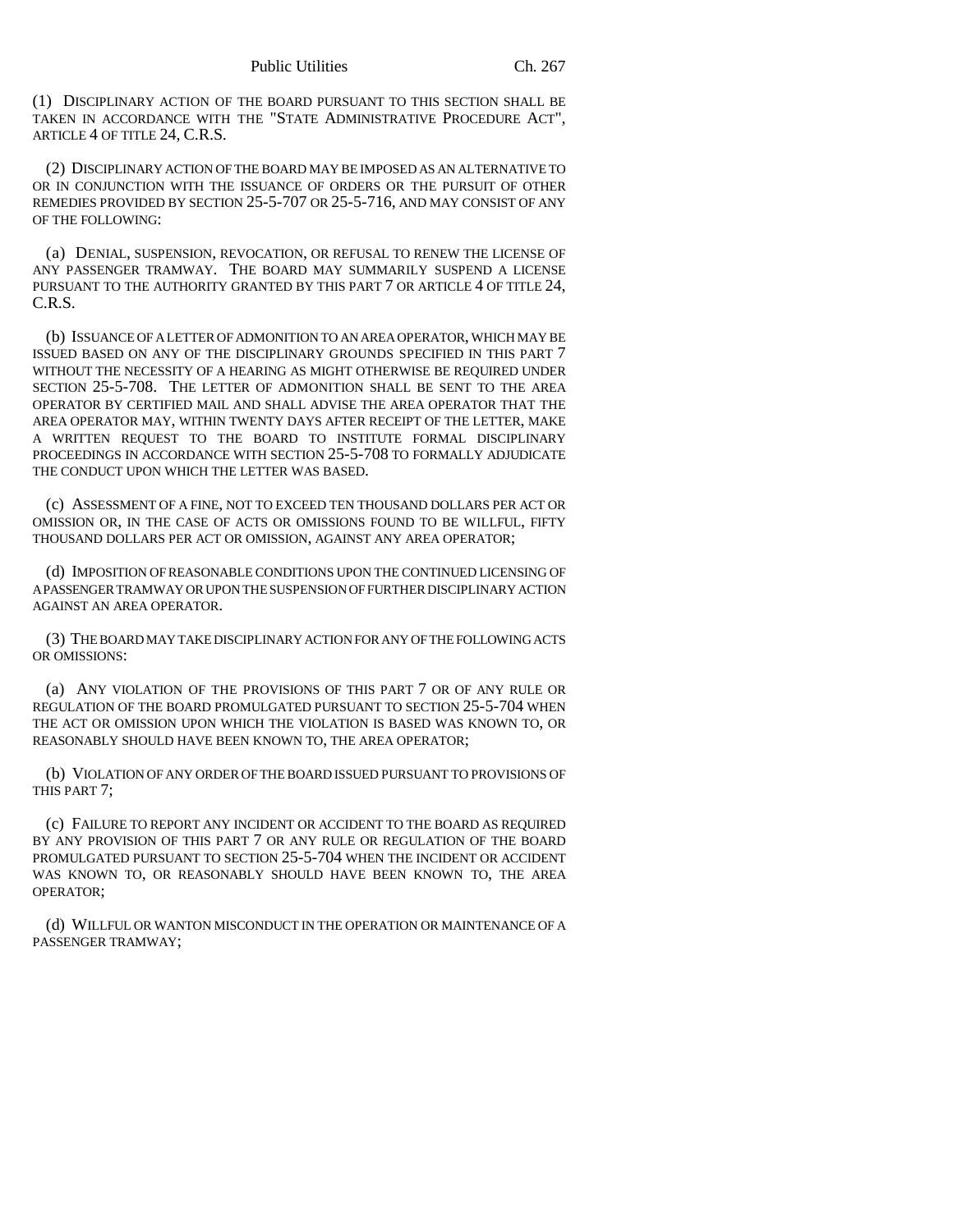(1) DISCIPLINARY ACTION OF THE BOARD PURSUANT TO THIS SECTION SHALL BE TAKEN IN ACCORDANCE WITH THE "STATE ADMINISTRATIVE PROCEDURE ACT", ARTICLE 4 OF TITLE 24, C.R.S.

(2) DISCIPLINARY ACTION OF THE BOARD MAY BE IMPOSED AS AN ALTERNATIVE TO OR IN CONJUNCTION WITH THE ISSUANCE OF ORDERS OR THE PURSUIT OF OTHER REMEDIES PROVIDED BY SECTION 25-5-707 OR 25-5-716, AND MAY CONSIST OF ANY OF THE FOLLOWING:

(a) DENIAL, SUSPENSION, REVOCATION, OR REFUSAL TO RENEW THE LICENSE OF ANY PASSENGER TRAMWAY. THE BOARD MAY SUMMARILY SUSPEND A LICENSE PURSUANT TO THE AUTHORITY GRANTED BY THIS PART 7 OR ARTICLE 4 OF TITLE 24, C.R.S.

(b) ISSUANCE OF A LETTER OF ADMONITION TO AN AREA OPERATOR, WHICH MAY BE ISSUED BASED ON ANY OF THE DISCIPLINARY GROUNDS SPECIFIED IN THIS PART 7 WITHOUT THE NECESSITY OF A HEARING AS MIGHT OTHERWISE BE REQUIRED UNDER SECTION 25-5-708. THE LETTER OF ADMONITION SHALL BE SENT TO THE AREA OPERATOR BY CERTIFIED MAIL AND SHALL ADVISE THE AREA OPERATOR THAT THE AREA OPERATOR MAY, WITHIN TWENTY DAYS AFTER RECEIPT OF THE LETTER, MAKE A WRITTEN REQUEST TO THE BOARD TO INSTITUTE FORMAL DISCIPLINARY PROCEEDINGS IN ACCORDANCE WITH SECTION 25-5-708 TO FORMALLY ADJUDICATE THE CONDUCT UPON WHICH THE LETTER WAS BASED.

(c) ASSESSMENT OF A FINE, NOT TO EXCEED TEN THOUSAND DOLLARS PER ACT OR OMISSION OR, IN THE CASE OF ACTS OR OMISSIONS FOUND TO BE WILLFUL, FIFTY THOUSAND DOLLARS PER ACT OR OMISSION, AGAINST ANY AREA OPERATOR;

(d) IMPOSITION OF REASONABLE CONDITIONS UPON THE CONTINUED LICENSING OF A PASSENGER TRAMWAY OR UPON THE SUSPENSION OF FURTHER DISCIPLINARY ACTION AGAINST AN AREA OPERATOR.

(3) THE BOARD MAY TAKE DISCIPLINARY ACTION FOR ANY OF THE FOLLOWING ACTS OR OMISSIONS:

(a) ANY VIOLATION OF THE PROVISIONS OF THIS PART 7 OR OF ANY RULE OR REGULATION OF THE BOARD PROMULGATED PURSUANT TO SECTION 25-5-704 WHEN THE ACT OR OMISSION UPON WHICH THE VIOLATION IS BASED WAS KNOWN TO, OR REASONABLY SHOULD HAVE BEEN KNOWN TO, THE AREA OPERATOR;

(b) VIOLATION OF ANY ORDER OF THE BOARD ISSUED PURSUANT TO PROVISIONS OF THIS PART 7;

(c) FAILURE TO REPORT ANY INCIDENT OR ACCIDENT TO THE BOARD AS REQUIRED BY ANY PROVISION OF THIS PART 7 OR ANY RULE OR REGULATION OF THE BOARD PROMULGATED PURSUANT TO SECTION 25-5-704 WHEN THE INCIDENT OR ACCIDENT WAS KNOWN TO, OR REASONABLY SHOULD HAVE BEEN KNOWN TO, THE AREA OPERATOR;

(d) WILLFUL OR WANTON MISCONDUCT IN THE OPERATION OR MAINTENANCE OF A PASSENGER TRAMWAY;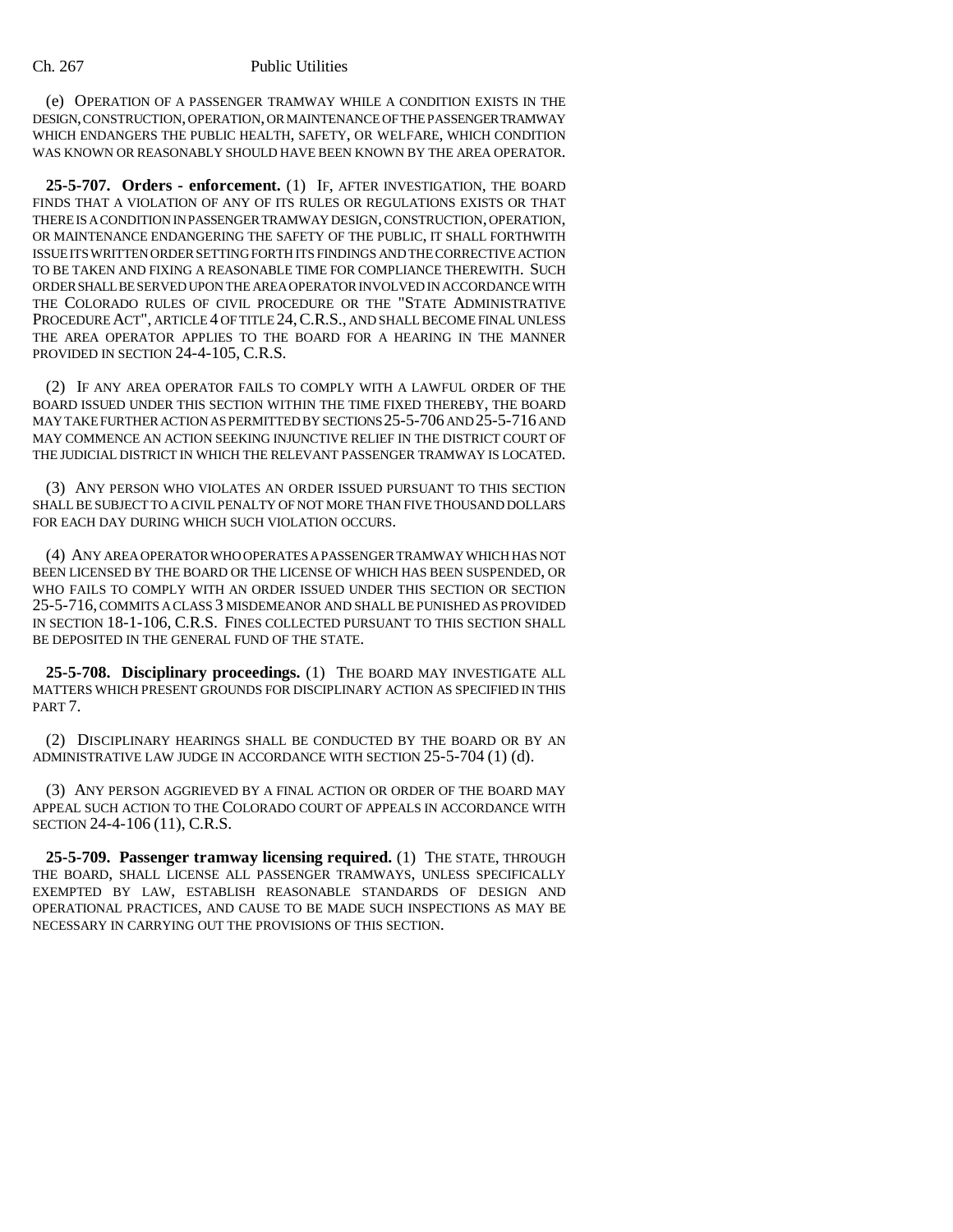(e) OPERATION OF A PASSENGER TRAMWAY WHILE A CONDITION EXISTS IN THE DESIGN, CONSTRUCTION, OPERATION, OR MAINTENANCE OF THE PASSENGER TRAMWAY WHICH ENDANGERS THE PUBLIC HEALTH, SAFETY, OR WELFARE, WHICH CONDITION WAS KNOWN OR REASONABLY SHOULD HAVE BEEN KNOWN BY THE AREA OPERATOR.

**25-5-707. Orders - enforcement.** (1) IF, AFTER INVESTIGATION, THE BOARD FINDS THAT A VIOLATION OF ANY OF ITS RULES OR REGULATIONS EXISTS OR THAT THERE IS A CONDITION IN PASSENGER TRAMWAY DESIGN, CONSTRUCTION, OPERATION, OR MAINTENANCE ENDANGERING THE SAFETY OF THE PUBLIC, IT SHALL FORTHWITH ISSUE ITS WRITTEN ORDER SETTING FORTH ITS FINDINGS AND THE CORRECTIVE ACTION TO BE TAKEN AND FIXING A REASONABLE TIME FOR COMPLIANCE THEREWITH. SUCH ORDER SHALL BE SERVED UPON THE AREA OPERATOR INVOLVED IN ACCORDANCE WITH THE COLORADO RULES OF CIVIL PROCEDURE OR THE "STATE ADMINISTRATIVE PROCEDURE ACT", ARTICLE 4 OF TITLE 24, C.R.S., AND SHALL BECOME FINAL UNLESS THE AREA OPERATOR APPLIES TO THE BOARD FOR A HEARING IN THE MANNER PROVIDED IN SECTION 24-4-105, C.R.S.

(2) IF ANY AREA OPERATOR FAILS TO COMPLY WITH A LAWFUL ORDER OF THE BOARD ISSUED UNDER THIS SECTION WITHIN THE TIME FIXED THEREBY, THE BOARD MAY TAKE FURTHER ACTION AS PERMITTED BY SECTIONS 25-5-706 AND 25-5-716 AND MAY COMMENCE AN ACTION SEEKING INJUNCTIVE RELIEF IN THE DISTRICT COURT OF THE JUDICIAL DISTRICT IN WHICH THE RELEVANT PASSENGER TRAMWAY IS LOCATED.

(3) ANY PERSON WHO VIOLATES AN ORDER ISSUED PURSUANT TO THIS SECTION SHALL BE SUBJECT TO A CIVIL PENALTY OF NOT MORE THAN FIVE THOUSAND DOLLARS FOR EACH DAY DURING WHICH SUCH VIOLATION OCCURS.

(4) ANY AREA OPERATOR WHO OPERATES A PASSENGER TRAMWAY WHICH HAS NOT BEEN LICENSED BY THE BOARD OR THE LICENSE OF WHICH HAS BEEN SUSPENDED, OR WHO FAILS TO COMPLY WITH AN ORDER ISSUED UNDER THIS SECTION OR SECTION 25-5-716, COMMITS A CLASS 3 MISDEMEANOR AND SHALL BE PUNISHED AS PROVIDED IN SECTION 18-1-106, C.R.S. FINES COLLECTED PURSUANT TO THIS SECTION SHALL BE DEPOSITED IN THE GENERAL FUND OF THE STATE.

**25-5-708. Disciplinary proceedings.** (1) THE BOARD MAY INVESTIGATE ALL MATTERS WHICH PRESENT GROUNDS FOR DISCIPLINARY ACTION AS SPECIFIED IN THIS PART 7.

(2) DISCIPLINARY HEARINGS SHALL BE CONDUCTED BY THE BOARD OR BY AN ADMINISTRATIVE LAW JUDGE IN ACCORDANCE WITH SECTION 25-5-704 (1) (d).

(3) ANY PERSON AGGRIEVED BY A FINAL ACTION OR ORDER OF THE BOARD MAY APPEAL SUCH ACTION TO THE COLORADO COURT OF APPEALS IN ACCORDANCE WITH SECTION 24-4-106 (11), C.R.S.

**25-5-709. Passenger tramway licensing required.** (1) THE STATE, THROUGH THE BOARD, SHALL LICENSE ALL PASSENGER TRAMWAYS, UNLESS SPECIFICALLY EXEMPTED BY LAW, ESTABLISH REASONABLE STANDARDS OF DESIGN AND OPERATIONAL PRACTICES, AND CAUSE TO BE MADE SUCH INSPECTIONS AS MAY BE NECESSARY IN CARRYING OUT THE PROVISIONS OF THIS SECTION.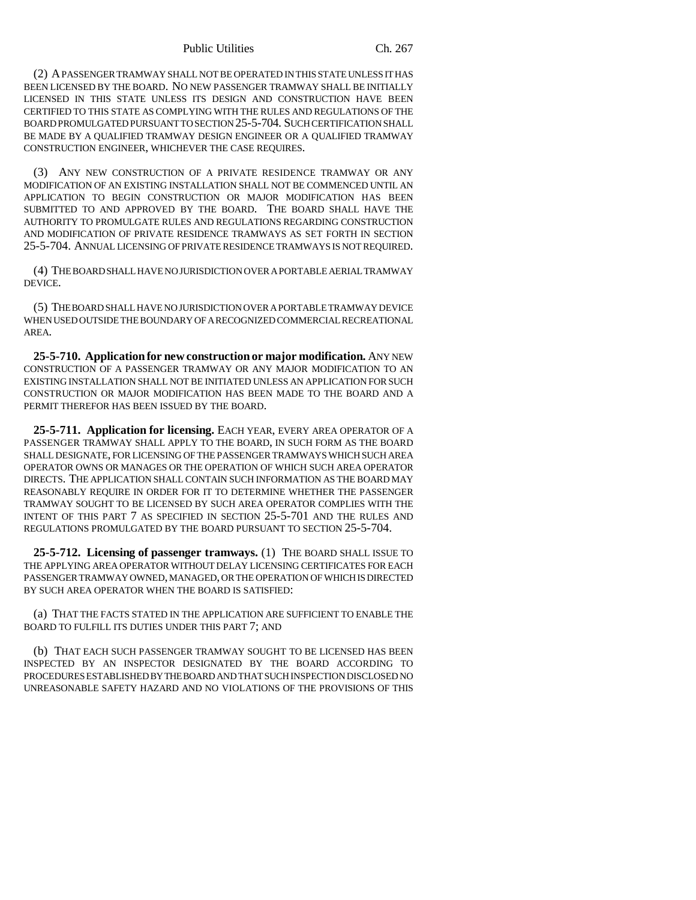(2) A PASSENGER TRAMWAY SHALL NOT BE OPERATED IN THIS STATE UNLESS IT HAS BEEN LICENSED BY THE BOARD. NO NEW PASSENGER TRAMWAY SHALL BE INITIALLY LICENSED IN THIS STATE UNLESS ITS DESIGN AND CONSTRUCTION HAVE BEEN CERTIFIED TO THIS STATE AS COMPLYING WITH THE RULES AND REGULATIONS OF THE BOARD PROMULGATED PURSUANT TO SECTION 25-5-704. SUCH CERTIFICATION SHALL BE MADE BY A QUALIFIED TRAMWAY DESIGN ENGINEER OR A QUALIFIED TRAMWAY CONSTRUCTION ENGINEER, WHICHEVER THE CASE REQUIRES.

(3) ANY NEW CONSTRUCTION OF A PRIVATE RESIDENCE TRAMWAY OR ANY MODIFICATION OF AN EXISTING INSTALLATION SHALL NOT BE COMMENCED UNTIL AN APPLICATION TO BEGIN CONSTRUCTION OR MAJOR MODIFICATION HAS BEEN SUBMITTED TO AND APPROVED BY THE BOARD. THE BOARD SHALL HAVE THE AUTHORITY TO PROMULGATE RULES AND REGULATIONS REGARDING CONSTRUCTION AND MODIFICATION OF PRIVATE RESIDENCE TRAMWAYS AS SET FORTH IN SECTION 25-5-704. ANNUAL LICENSING OF PRIVATE RESIDENCE TRAMWAYS IS NOT REQUIRED.

(4) THE BOARD SHALL HAVE NO JURISDICTION OVER A PORTABLE AERIAL TRAMWAY DEVICE.

(5) THE BOARD SHALL HAVE NO JURISDICTION OVER A PORTABLE TRAMWAY DEVICE WHEN USED OUTSIDE THE BOUNDARY OF A RECOGNIZED COMMERCIAL RECREATIONAL AREA.

**25-5-710. Application for new construction or major modification.** ANY NEW CONSTRUCTION OF A PASSENGER TRAMWAY OR ANY MAJOR MODIFICATION TO AN EXISTING INSTALLATION SHALL NOT BE INITIATED UNLESS AN APPLICATION FOR SUCH CONSTRUCTION OR MAJOR MODIFICATION HAS BEEN MADE TO THE BOARD AND A PERMIT THEREFOR HAS BEEN ISSUED BY THE BOARD.

**25-5-711. Application for licensing.** EACH YEAR, EVERY AREA OPERATOR OF A PASSENGER TRAMWAY SHALL APPLY TO THE BOARD, IN SUCH FORM AS THE BOARD SHALL DESIGNATE, FOR LICENSING OF THE PASSENGER TRAMWAYS WHICH SUCH AREA OPERATOR OWNS OR MANAGES OR THE OPERATION OF WHICH SUCH AREA OPERATOR DIRECTS. THE APPLICATION SHALL CONTAIN SUCH INFORMATION AS THE BOARD MAY REASONABLY REQUIRE IN ORDER FOR IT TO DETERMINE WHETHER THE PASSENGER TRAMWAY SOUGHT TO BE LICENSED BY SUCH AREA OPERATOR COMPLIES WITH THE INTENT OF THIS PART 7 AS SPECIFIED IN SECTION 25-5-701 AND THE RULES AND REGULATIONS PROMULGATED BY THE BOARD PURSUANT TO SECTION 25-5-704.

**25-5-712. Licensing of passenger tramways.** (1) THE BOARD SHALL ISSUE TO THE APPLYING AREA OPERATOR WITHOUT DELAY LICENSING CERTIFICATES FOR EACH PASSENGER TRAMWAY OWNED, MANAGED, OR THE OPERATION OF WHICH IS DIRECTED BY SUCH AREA OPERATOR WHEN THE BOARD IS SATISFIED:

(a) THAT THE FACTS STATED IN THE APPLICATION ARE SUFFICIENT TO ENABLE THE BOARD TO FULFILL ITS DUTIES UNDER THIS PART 7; AND

(b) THAT EACH SUCH PASSENGER TRAMWAY SOUGHT TO BE LICENSED HAS BEEN INSPECTED BY AN INSPECTOR DESIGNATED BY THE BOARD ACCORDING TO PROCEDURES ESTABLISHED BY THE BOARD AND THAT SUCH INSPECTION DISCLOSED NO UNREASONABLE SAFETY HAZARD AND NO VIOLATIONS OF THE PROVISIONS OF THIS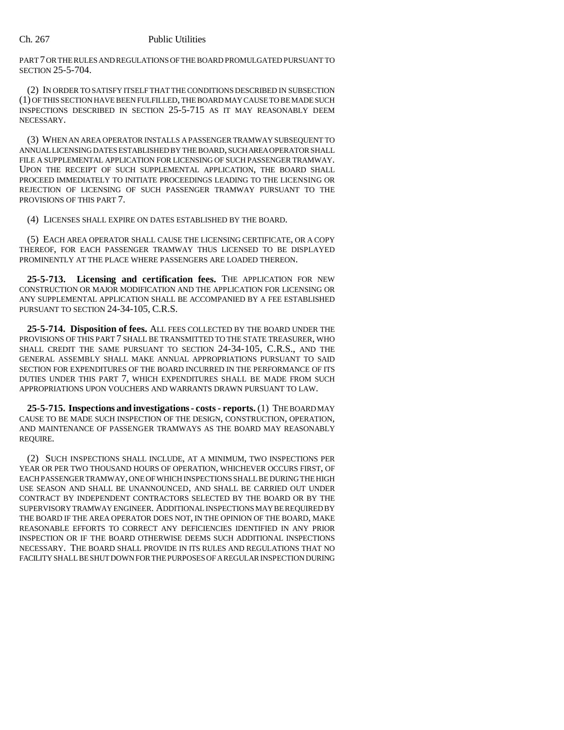PART 7 OR THE RULES AND REGULATIONS OF THE BOARD PROMULGATED PURSUANT TO SECTION 25-5-704.

(2) IN ORDER TO SATISFY ITSELF THAT THE CONDITIONS DESCRIBED IN SUBSECTION (1) OF THIS SECTION HAVE BEEN FULFILLED, THE BOARD MAY CAUSE TO BE MADE SUCH INSPECTIONS DESCRIBED IN SECTION 25-5-715 AS IT MAY REASONABLY DEEM NECESSARY.

(3) WHEN AN AREA OPERATOR INSTALLS A PASSENGER TRAMWAY SUBSEQUENT TO ANNUAL LICENSING DATES ESTABLISHED BY THE BOARD, SUCH AREA OPERATOR SHALL FILE A SUPPLEMENTAL APPLICATION FOR LICENSING OF SUCH PASSENGER TRAMWAY. UPON THE RECEIPT OF SUCH SUPPLEMENTAL APPLICATION, THE BOARD SHALL PROCEED IMMEDIATELY TO INITIATE PROCEEDINGS LEADING TO THE LICENSING OR REJECTION OF LICENSING OF SUCH PASSENGER TRAMWAY PURSUANT TO THE PROVISIONS OF THIS PART 7.

(4) LICENSES SHALL EXPIRE ON DATES ESTABLISHED BY THE BOARD.

(5) EACH AREA OPERATOR SHALL CAUSE THE LICENSING CERTIFICATE, OR A COPY THEREOF, FOR EACH PASSENGER TRAMWAY THUS LICENSED TO BE DISPLAYED PROMINENTLY AT THE PLACE WHERE PASSENGERS ARE LOADED THEREON.

**25-5-713. Licensing and certification fees.** THE APPLICATION FOR NEW CONSTRUCTION OR MAJOR MODIFICATION AND THE APPLICATION FOR LICENSING OR ANY SUPPLEMENTAL APPLICATION SHALL BE ACCOMPANIED BY A FEE ESTABLISHED PURSUANT TO SECTION 24-34-105, C.R.S.

**25-5-714. Disposition of fees.** ALL FEES COLLECTED BY THE BOARD UNDER THE PROVISIONS OF THIS PART 7 SHALL BE TRANSMITTED TO THE STATE TREASURER, WHO SHALL CREDIT THE SAME PURSUANT TO SECTION 24-34-105, C.R.S., AND THE GENERAL ASSEMBLY SHALL MAKE ANNUAL APPROPRIATIONS PURSUANT TO SAID SECTION FOR EXPENDITURES OF THE BOARD INCURRED IN THE PERFORMANCE OF ITS DUTIES UNDER THIS PART 7, WHICH EXPENDITURES SHALL BE MADE FROM SUCH APPROPRIATIONS UPON VOUCHERS AND WARRANTS DRAWN PURSUANT TO LAW.

**25-5-715. Inspections and investigations - costs - reports.** (1) THE BOARD MAY CAUSE TO BE MADE SUCH INSPECTION OF THE DESIGN, CONSTRUCTION, OPERATION, AND MAINTENANCE OF PASSENGER TRAMWAYS AS THE BOARD MAY REASONABLY REQUIRE.

(2) SUCH INSPECTIONS SHALL INCLUDE, AT A MINIMUM, TWO INSPECTIONS PER YEAR OR PER TWO THOUSAND HOURS OF OPERATION, WHICHEVER OCCURS FIRST, OF EACH PASSENGER TRAMWAY, ONE OF WHICH INSPECTIONS SHALL BE DURING THE HIGH USE SEASON AND SHALL BE UNANNOUNCED, AND SHALL BE CARRIED OUT UNDER CONTRACT BY INDEPENDENT CONTRACTORS SELECTED BY THE BOARD OR BY THE SUPERVISORY TRAMWAY ENGINEER. ADDITIONAL INSPECTIONS MAY BE REQUIRED BY THE BOARD IF THE AREA OPERATOR DOES NOT, IN THE OPINION OF THE BOARD, MAKE REASONABLE EFFORTS TO CORRECT ANY DEFICIENCIES IDENTIFIED IN ANY PRIOR INSPECTION OR IF THE BOARD OTHERWISE DEEMS SUCH ADDITIONAL INSPECTIONS NECESSARY. THE BOARD SHALL PROVIDE IN ITS RULES AND REGULATIONS THAT NO FACILITY SHALL BE SHUT DOWN FOR THE PURPOSES OF A REGULAR INSPECTION DURING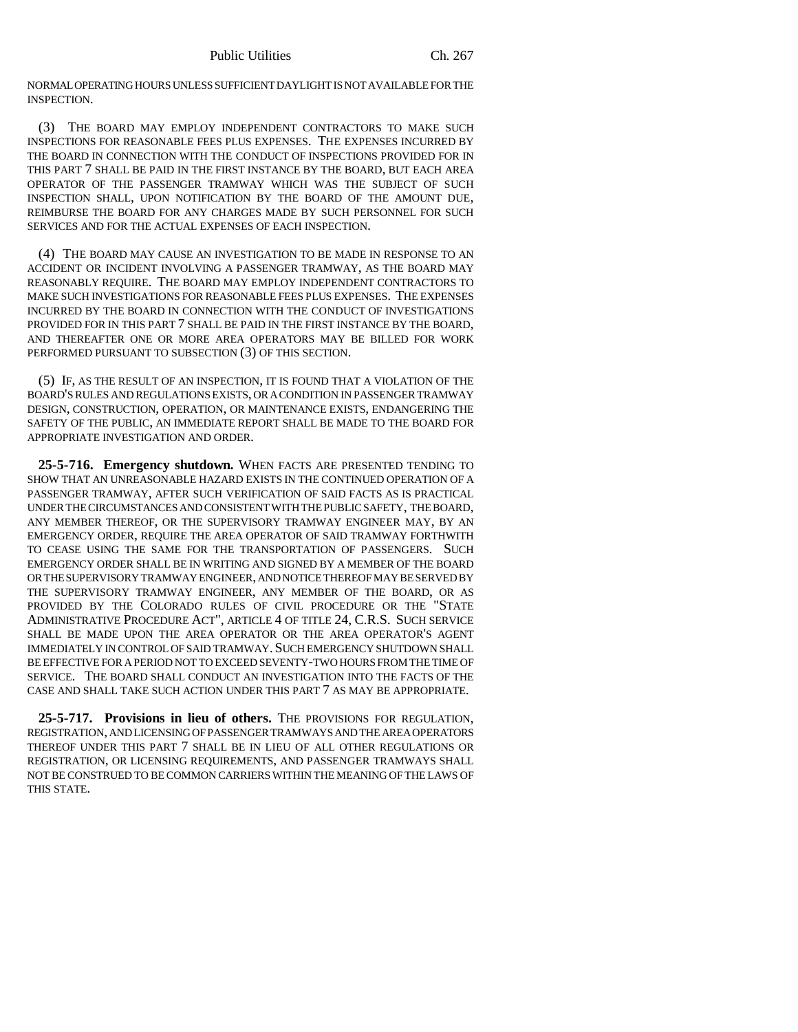NORMAL OPERATING HOURS UNLESS SUFFICIENT DAYLIGHT IS NOT AVAILABLE FOR THE INSPECTION.

(3) THE BOARD MAY EMPLOY INDEPENDENT CONTRACTORS TO MAKE SUCH INSPECTIONS FOR REASONABLE FEES PLUS EXPENSES. THE EXPENSES INCURRED BY THE BOARD IN CONNECTION WITH THE CONDUCT OF INSPECTIONS PROVIDED FOR IN THIS PART 7 SHALL BE PAID IN THE FIRST INSTANCE BY THE BOARD, BUT EACH AREA OPERATOR OF THE PASSENGER TRAMWAY WHICH WAS THE SUBJECT OF SUCH INSPECTION SHALL, UPON NOTIFICATION BY THE BOARD OF THE AMOUNT DUE, REIMBURSE THE BOARD FOR ANY CHARGES MADE BY SUCH PERSONNEL FOR SUCH SERVICES AND FOR THE ACTUAL EXPENSES OF EACH INSPECTION.

(4) THE BOARD MAY CAUSE AN INVESTIGATION TO BE MADE IN RESPONSE TO AN ACCIDENT OR INCIDENT INVOLVING A PASSENGER TRAMWAY, AS THE BOARD MAY REASONABLY REQUIRE. THE BOARD MAY EMPLOY INDEPENDENT CONTRACTORS TO MAKE SUCH INVESTIGATIONS FOR REASONABLE FEES PLUS EXPENSES. THE EXPENSES INCURRED BY THE BOARD IN CONNECTION WITH THE CONDUCT OF INVESTIGATIONS PROVIDED FOR IN THIS PART 7 SHALL BE PAID IN THE FIRST INSTANCE BY THE BOARD, AND THEREAFTER ONE OR MORE AREA OPERATORS MAY BE BILLED FOR WORK PERFORMED PURSUANT TO SUBSECTION (3) OF THIS SECTION.

(5) IF, AS THE RESULT OF AN INSPECTION, IT IS FOUND THAT A VIOLATION OF THE BOARD'S RULES AND REGULATIONS EXISTS, OR A CONDITION IN PASSENGER TRAMWAY DESIGN, CONSTRUCTION, OPERATION, OR MAINTENANCE EXISTS, ENDANGERING THE SAFETY OF THE PUBLIC, AN IMMEDIATE REPORT SHALL BE MADE TO THE BOARD FOR APPROPRIATE INVESTIGATION AND ORDER.

**25-5-716. Emergency shutdown.** WHEN FACTS ARE PRESENTED TENDING TO SHOW THAT AN UNREASONABLE HAZARD EXISTS IN THE CONTINUED OPERATION OF A PASSENGER TRAMWAY, AFTER SUCH VERIFICATION OF SAID FACTS AS IS PRACTICAL UNDER THE CIRCUMSTANCES AND CONSISTENT WITH THE PUBLIC SAFETY, THE BOARD, ANY MEMBER THEREOF, OR THE SUPERVISORY TRAMWAY ENGINEER MAY, BY AN EMERGENCY ORDER, REQUIRE THE AREA OPERATOR OF SAID TRAMWAY FORTHWITH TO CEASE USING THE SAME FOR THE TRANSPORTATION OF PASSENGERS. SUCH EMERGENCY ORDER SHALL BE IN WRITING AND SIGNED BY A MEMBER OF THE BOARD OR THE SUPERVISORY TRAMWAY ENGINEER, AND NOTICE THEREOF MAY BE SERVED BY THE SUPERVISORY TRAMWAY ENGINEER, ANY MEMBER OF THE BOARD, OR AS PROVIDED BY THE COLORADO RULES OF CIVIL PROCEDURE OR THE "STATE ADMINISTRATIVE PROCEDURE ACT", ARTICLE 4 OF TITLE 24, C.R.S. SUCH SERVICE SHALL BE MADE UPON THE AREA OPERATOR OR THE AREA OPERATOR'S AGENT IMMEDIATELY IN CONTROL OF SAID TRAMWAY. SUCH EMERGENCY SHUTDOWN SHALL BE EFFECTIVE FOR A PERIOD NOT TO EXCEED SEVENTY-TWO HOURS FROM THE TIME OF SERVICE. THE BOARD SHALL CONDUCT AN INVESTIGATION INTO THE FACTS OF THE CASE AND SHALL TAKE SUCH ACTION UNDER THIS PART 7 AS MAY BE APPROPRIATE.

**25-5-717. Provisions in lieu of others.** THE PROVISIONS FOR REGULATION, REGISTRATION, AND LICENSING OF PASSENGER TRAMWAYS AND THE AREA OPERATORS THEREOF UNDER THIS PART 7 SHALL BE IN LIEU OF ALL OTHER REGULATIONS OR REGISTRATION, OR LICENSING REQUIREMENTS, AND PASSENGER TRAMWAYS SHALL NOT BE CONSTRUED TO BE COMMON CARRIERS WITHIN THE MEANING OF THE LAWS OF THIS STATE.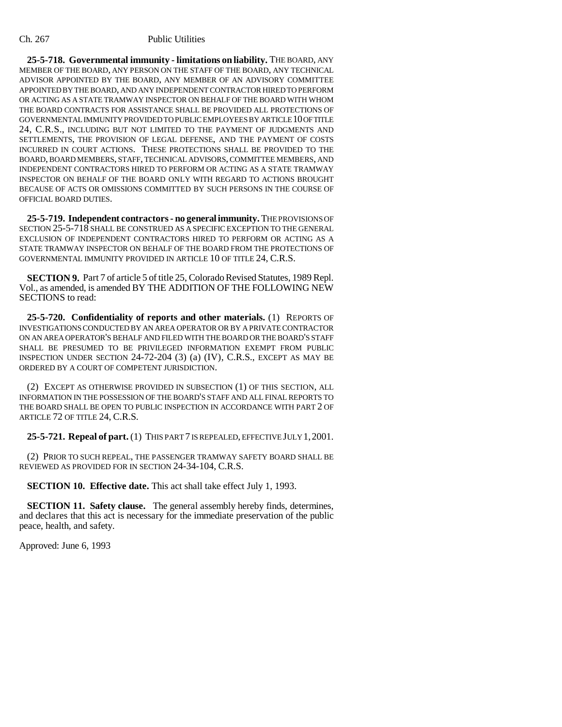**25-5-718. Governmental immunity - limitations on liability.** THE BOARD, ANY MEMBER OF THE BOARD, ANY PERSON ON THE STAFF OF THE BOARD, ANY TECHNICAL ADVISOR APPOINTED BY THE BOARD, ANY MEMBER OF AN ADVISORY COMMITTEE APPOINTED BY THE BOARD, AND ANY INDEPENDENT CONTRACTOR HIRED TO PERFORM OR ACTING AS A STATE TRAMWAY INSPECTOR ON BEHALF OF THE BOARD WITH WHOM THE BOARD CONTRACTS FOR ASSISTANCE SHALL BE PROVIDED ALL PROTECTIONS OF GOVERNMENTAL IMMUNITY PROVIDED TO PUBLIC EMPLOYEES BY ARTICLE 10 OF TITLE 24, C.R.S., INCLUDING BUT NOT LIMITED TO THE PAYMENT OF JUDGMENTS AND SETTLEMENTS, THE PROVISION OF LEGAL DEFENSE, AND THE PAYMENT OF COSTS INCURRED IN COURT ACTIONS. THESE PROTECTIONS SHALL BE PROVIDED TO THE BOARD, BOARD MEMBERS, STAFF, TECHNICAL ADVISORS, COMMITTEE MEMBERS, AND INDEPENDENT CONTRACTORS HIRED TO PERFORM OR ACTING AS A STATE TRAMWAY INSPECTOR ON BEHALF OF THE BOARD ONLY WITH REGARD TO ACTIONS BROUGHT BECAUSE OF ACTS OR OMISSIONS COMMITTED BY SUCH PERSONS IN THE COURSE OF OFFICIAL BOARD DUTIES.

**25-5-719. Independent contractors - no general immunity.** THE PROVISIONS OF SECTION 25-5-718 SHALL BE CONSTRUED AS A SPECIFIC EXCEPTION TO THE GENERAL EXCLUSION OF INDEPENDENT CONTRACTORS HIRED TO PERFORM OR ACTING AS A STATE TRAMWAY INSPECTOR ON BEHALF OF THE BOARD FROM THE PROTECTIONS OF GOVERNMENTAL IMMUNITY PROVIDED IN ARTICLE 10 OF TITLE 24, C.R.S.

**SECTION 9.** Part 7 of article 5 of title 25, Colorado Revised Statutes, 1989 Repl. Vol., as amended, is amended BY THE ADDITION OF THE FOLLOWING NEW SECTIONS to read:

**25-5-720. Confidentiality of reports and other materials.** (1) REPORTS OF INVESTIGATIONS CONDUCTED BY AN AREA OPERATOR OR BY A PRIVATE CONTRACTOR ON AN AREA OPERATOR'S BEHALF AND FILED WITH THE BOARD OR THE BOARD'S STAFF SHALL BE PRESUMED TO BE PRIVILEGED INFORMATION EXEMPT FROM PUBLIC INSPECTION UNDER SECTION 24-72-204 (3) (a) (IV), C.R.S., EXCEPT AS MAY BE ORDERED BY A COURT OF COMPETENT JURISDICTION.

(2) EXCEPT AS OTHERWISE PROVIDED IN SUBSECTION (1) OF THIS SECTION, ALL INFORMATION IN THE POSSESSION OF THE BOARD'S STAFF AND ALL FINAL REPORTS TO THE BOARD SHALL BE OPEN TO PUBLIC INSPECTION IN ACCORDANCE WITH PART 2 OF ARTICLE 72 OF TITLE 24, C.R.S.

**25-5-721. Repeal of part.** (1) THIS PART 7 IS REPEALED, EFFECTIVE JULY 1, 2001.

(2) PRIOR TO SUCH REPEAL, THE PASSENGER TRAMWAY SAFETY BOARD SHALL BE REVIEWED AS PROVIDED FOR IN SECTION 24-34-104, C.R.S.

**SECTION 10. Effective date.** This act shall take effect July 1, 1993.

**SECTION 11. Safety clause.** The general assembly hereby finds, determines, and declares that this act is necessary for the immediate preservation of the public peace, health, and safety.

Approved: June 6, 1993